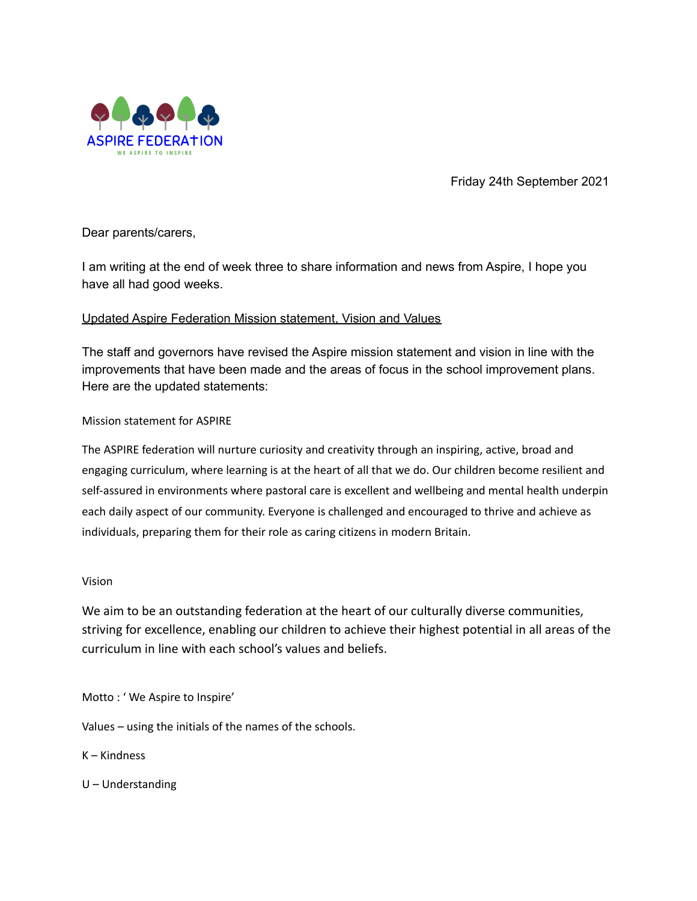ASPIRE FEDERATION

WE ASPIRE TO INSPIRE

Friday 24th September 2021

Dear parents/carers,

I am writing at the end of week three to share information and news from Aspire, I hope you have all had good weeks.

## Updated Aspire Federation Mission statement, Vision and Values

The staff and governors have revised the Aspire mission statement and vision in line with the improvements that have been made and the areas of focus in the school improvement plans. Here are the updated statements:

### Mission statement for ASPIRE

The ASPIRE federation will nurture curiosity and creativity through an inspiring, active, broad and engaging curriculum, where learning is at the heart of all that we do. Our children become resilient and self-assured in environments where pastoral care is excellent and wellbeing and mental health underpin each daily aspect of our community. Everyone is challenged and encouraged to thrive and achieve as individuals, preparing them for their role as caring citizens in modern Britain.

### Vision

We aim to be an outstanding federation at the heart of our culturally diverse communities, striving for excellence, enabling our children to achieve their highest potential in all areas of the curriculum in line with each school's values and beliefs.

Motto : ' We Aspire to Inspire'

Values – using the initials of the names of the schools.

K – Kindness

U – Understanding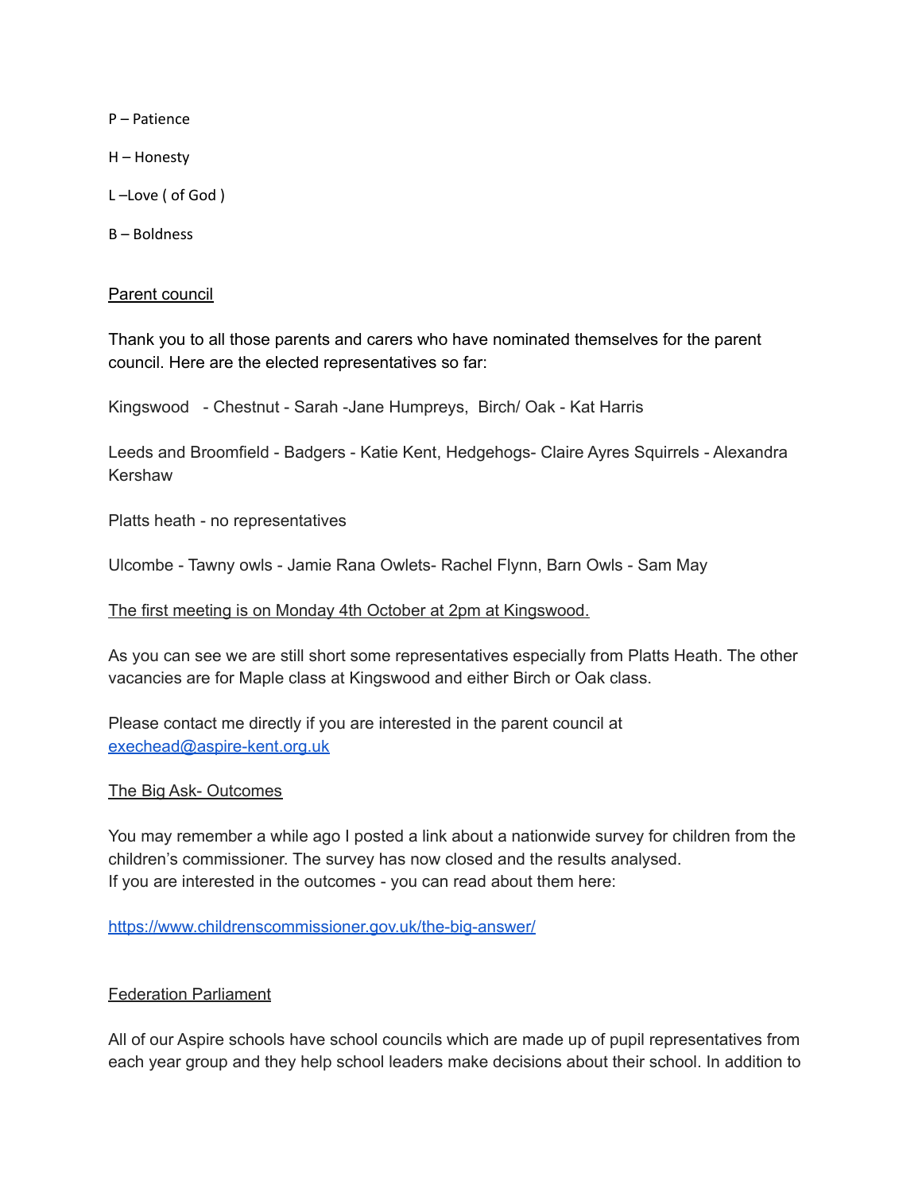P – Patience

H – Honesty

L –Love ( of God )

B – Boldness

Parent council

Thank you to all those parents and carers who have nominated themselves for the parent council. Here are the elected representatives so far:

Kingswood - Chestnut - Sarah -Jane Humpreys, Birch/ Oak - Kat Harris

Leeds and Broomfield - Badgers - Katie Kent, Hedgehogs- Claire Ayres Squirrels - Alexandra Kershaw

Platts heath - no representatives

Ulcombe - Tawny owls - Jamie Rana Owlets- Rachel Flynn, Barn Owls - Sam May

The first meeting is on Monday 4th October at 2pm at Kingswood.

As you can see we are still short some representatives especially from Platts Heath. The other vacancies are for Maple class at Kingswood and either Birch or Oak class.

Please contact me directly if you are interested in the parent council at exechead@aspire-kent.org.uk

The Big Ask- Outcomes

You may remember a while ago I posted a link about a nationwide survey for children from the children's commissioner. The survey has now closed and the results analysed.
If you are interested in the outcomes - you can read about them here:

https://www.childrenscommissioner.gov.uk/the-big-answer/

Federation Parliament

All of our Aspire schools have school councils which are made up of pupil representatives from each year group and they help school leaders make decisions about their school. In addition to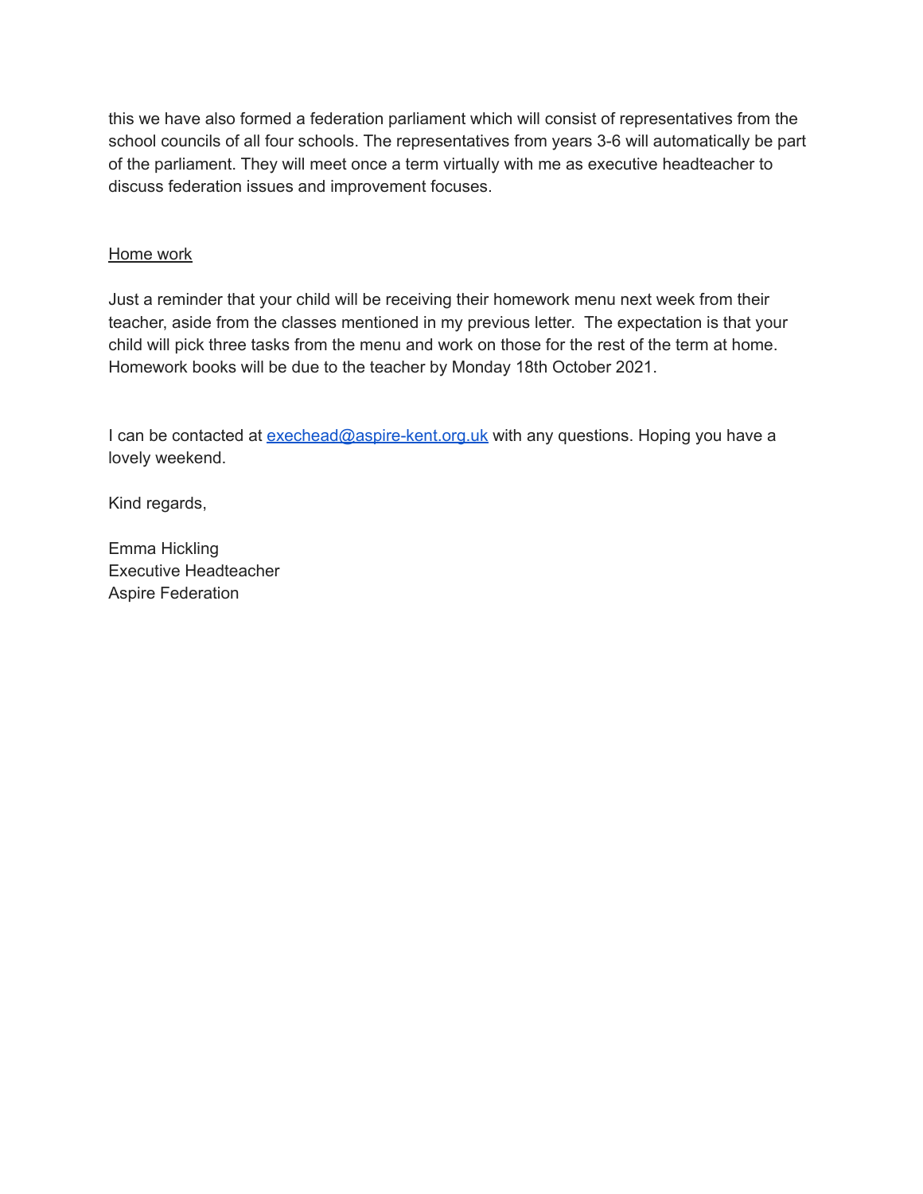this we have also formed a federation parliament which will consist of representatives from the school councils of all four schools. The representatives from years 3-6 will automatically be part of the parliament. They will meet once a term virtually with me as executive headteacher to discuss federation issues and improvement focuses.

<u>Home work</u>

Just a reminder that your child will be receiving their homework menu next week from their teacher, aside from the classes mentioned in my previous letter. The expectation is that your child will pick three tasks from the menu and work on those for the rest of the term at home. Homework books will be due to the teacher by Monday 18th October 2021.

I can be contacted at [exechead@aspire-kent.org.uk](mailto:exechead@aspire-kent.org.uk) with any questions. Hoping you have a lovely weekend.

Kind regards,

Emma Hickling  
Executive Headteacher  
Aspire Federation